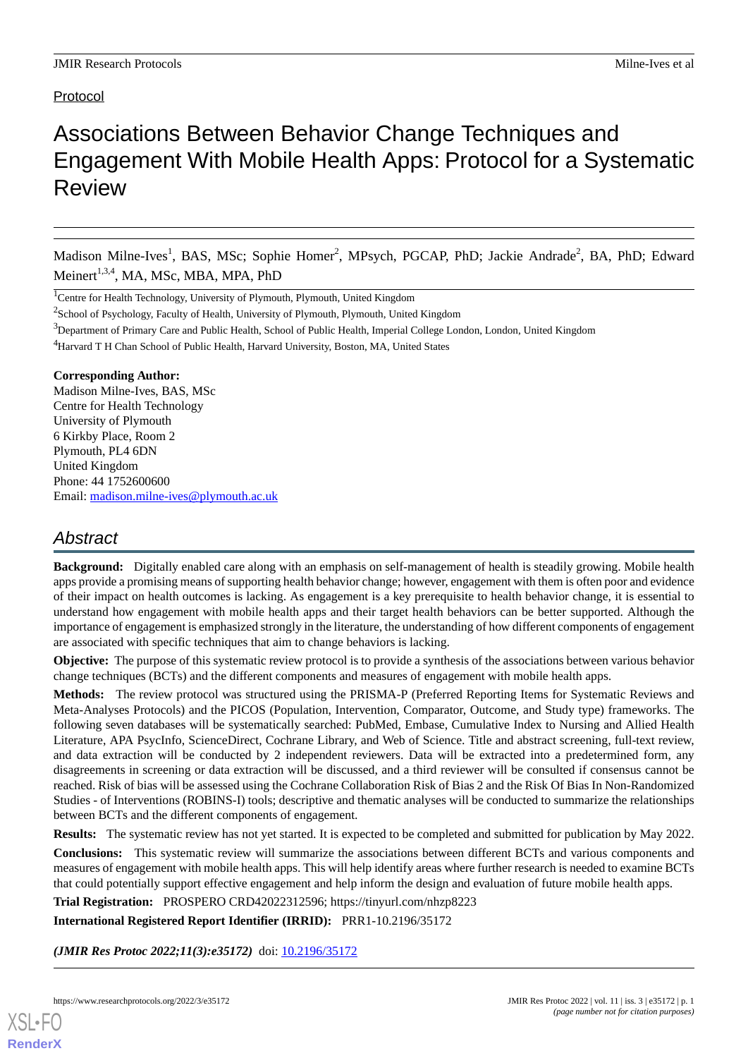Protocol

# Associations Between Behavior Change Techniques and Engagement With Mobile Health Apps: Protocol for a Systematic Review

Madison Milne-Ives[1], BAS, MSc; Sophie Homer[2], MPsych, PGCAP, PhD; Jackie Andrade[2], BA, PhD; Edward Meinert[1,3,4], MA, MSc, MBA, MPA, PhD

[1]Centre for Health Technology, University of Plymouth, Plymouth, United Kingdom

[2]School of Psychology, Faculty of Health, University of Plymouth, Plymouth, United Kingdom

[3]Department of Primary Care and Public Health, School of Public Health, Imperial College London, London, United Kingdom

[4]Harvard T H Chan School of Public Health, Harvard University, Boston, MA, United States

**Corresponding Author:**
Madison Milne-Ives, BAS, MSc
Centre for Health Technology
University of Plymouth
6 Kirkby Place, Room 2
Plymouth, PL4 6DN
United Kingdom
Phone: 44 1752600600
Email: madison.milne-ives@plymouth.ac.uk

## Abstract

**Background:** Digitally enabled care along with an emphasis on self-management of health is steadily growing. Mobile health apps provide a promising means of supporting health behavior change; however, engagement with them is often poor and evidence of their impact on health outcomes is lacking. As engagement is a key prerequisite to health behavior change, it is essential to understand how engagement with mobile health apps and their target health behaviors can be better supported. Although the importance of engagement is emphasized strongly in the literature, the understanding of how different components of engagement are associated with specific techniques that aim to change behaviors is lacking.

**Objective:** The purpose of this systematic review protocol is to provide a synthesis of the associations between various behavior change techniques (BCTs) and the different components and measures of engagement with mobile health apps.

**Methods:** The review protocol was structured using the PRISMA-P (Preferred Reporting Items for Systematic Reviews and Meta-Analyses Protocols) and the PICOS (Population, Intervention, Comparator, Outcome, and Study type) frameworks. The following seven databases will be systematically searched: PubMed, Embase, Cumulative Index to Nursing and Allied Health Literature, APA PsycInfo, ScienceDirect, Cochrane Library, and Web of Science. Title and abstract screening, full-text review, and data extraction will be conducted by 2 independent reviewers. Data will be extracted into a predetermined form, any disagreements in screening or data extraction will be discussed, and a third reviewer will be consulted if consensus cannot be reached. Risk of bias will be assessed using the Cochrane Collaboration Risk of Bias 2 and the Risk Of Bias In Non-Randomized Studies - of Interventions (ROBINS-I) tools; descriptive and thematic analyses will be conducted to summarize the relationships between BCTs and the different components of engagement.

**Results:** The systematic review has not yet started. It is expected to be completed and submitted for publication by May 2022.

**Conclusions:** This systematic review will summarize the associations between different BCTs and various components and measures of engagement with mobile health apps. This will help identify areas where further research is needed to examine BCTs that could potentially support effective engagement and help inform the design and evaluation of future mobile health apps.

**Trial Registration:** PROSPERO CRD42022312596; https://tinyurl.com/nhzp8223

**International Registered Report Identifier (IRRID):** PRR1-10.2196/35172

***(JMIR Res Protoc 2022;11(3):e35172)*** doi: 10.2196/35172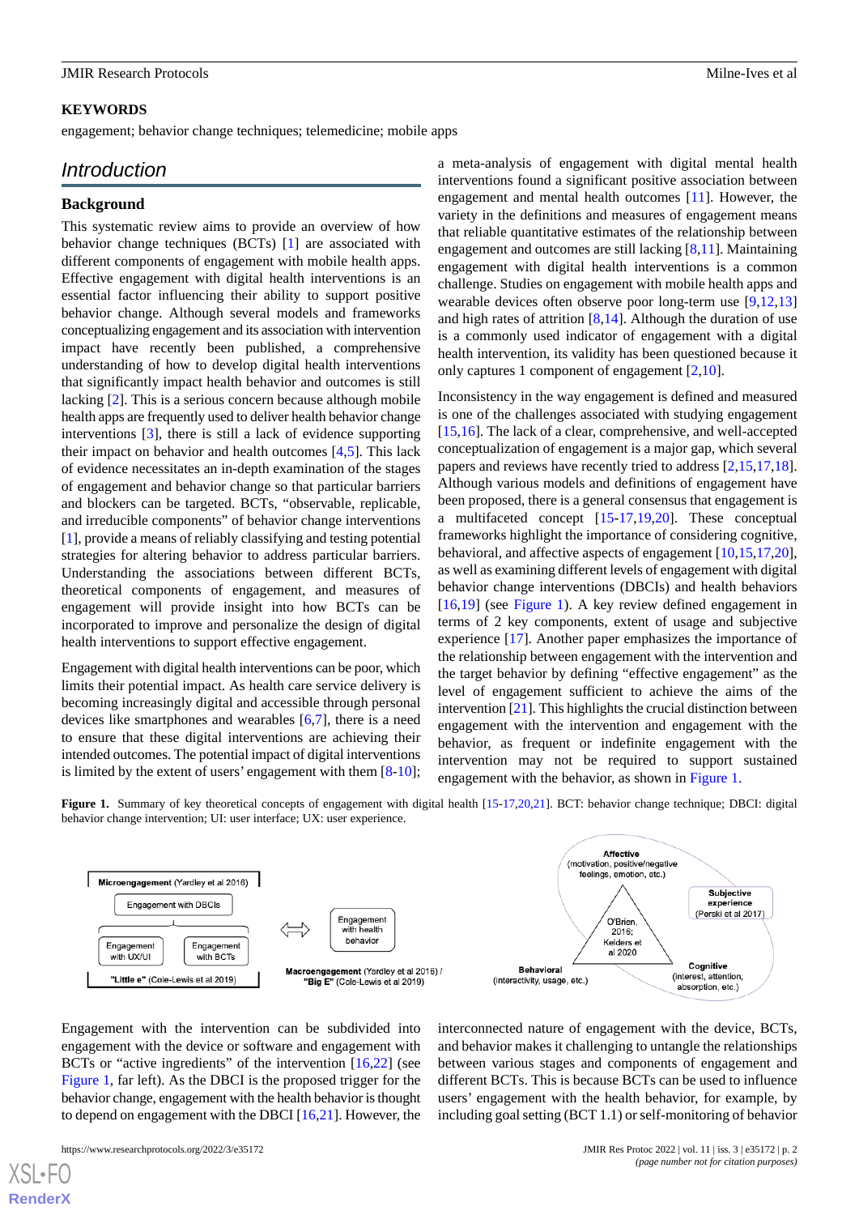## KEYWORDS

engagement; behavior change techniques; telemedicine; mobile apps

# Introduction

## Background

This systematic review aims to provide an overview of how behavior change techniques (BCTs) [1] are associated with different components of engagement with mobile health apps. Effective engagement with digital health interventions is an essential factor influencing their ability to support positive behavior change. Although several models and frameworks conceptualizing engagement and its association with intervention impact have recently been published, a comprehensive understanding of how to develop digital health interventions that significantly impact health behavior and outcomes is still lacking [2]. This is a serious concern because although mobile health apps are frequently used to deliver health behavior change interventions [3], there is still a lack of evidence supporting their impact on behavior and health outcomes [4,5]. This lack of evidence necessitates an in-depth examination of the stages of engagement and behavior change so that particular barriers and blockers can be targeted. BCTs, "observable, replicable, and irreducible components" of behavior change interventions [1], provide a means of reliably classifying and testing potential strategies for altering behavior to address particular barriers. Understanding the associations between different BCTs, theoretical components of engagement, and measures of engagement will provide insight into how BCTs can be incorporated to improve and personalize the design of digital health interventions to support effective engagement.

Engagement with digital health interventions can be poor, which limits their potential impact. As health care service delivery is becoming increasingly digital and accessible through personal devices like smartphones and wearables [6,7], there is a need to ensure that these digital interventions are achieving their intended outcomes. The potential impact of digital interventions is limited by the extent of users' engagement with them [8-10]; a meta-analysis of engagement with digital mental health interventions found a significant positive association between engagement and mental health outcomes [11]. However, the variety in the definitions and measures of engagement means that reliable quantitative estimates of the relationship between engagement and outcomes are still lacking [8,11]. Maintaining engagement with digital health interventions is a common challenge. Studies on engagement with mobile health apps and wearable devices often observe poor long-term use [9,12,13] and high rates of attrition [8,14]. Although the duration of use is a commonly used indicator of engagement with a digital health intervention, its validity has been questioned because it only captures 1 component of engagement [2,10].

Inconsistency in the way engagement is defined and measured is one of the challenges associated with studying engagement [15,16]. The lack of a clear, comprehensive, and well-accepted conceptualization of engagement is a major gap, which several papers and reviews have recently tried to address [2,15,17,18]. Although various models and definitions of engagement have been proposed, there is a general consensus that engagement is a multifaceted concept [15-17,19,20]. These conceptual frameworks highlight the importance of considering cognitive, behavioral, and affective aspects of engagement [10,15,17,20], as well as examining different levels of engagement with digital behavior change interventions (DBCIs) and health behaviors [16,19] (see Figure 1). A key review defined engagement in terms of 2 key components, extent of usage and subjective experience [17]. Another paper emphasizes the importance of the relationship between engagement with the intervention and the target behavior by defining "effective engagement" as the level of engagement sufficient to achieve the aims of the intervention [21]. This highlights the crucial distinction between engagement with the intervention and engagement with the behavior, as frequent or indefinite engagement with the intervention may not be required to support sustained engagement with the behavior, as shown in Figure 1.

**Figure 1.** Summary of key theoretical concepts of engagement with digital health [15-17,20,21]. BCT: behavior change technique; DBCI: digital behavior change intervention; UI: user interface; UX: user experience.

Engagement with the intervention can be subdivided into engagement with the device or software and engagement with BCTs or "active ingredients" of the intervention [16,22] (see Figure 1, far left). As the DBCI is the proposed trigger for the behavior change, engagement with the health behavior is thought to depend on engagement with the DBCI [16,21]. However, the interconnected nature of engagement with the device, BCTs, and behavior makes it challenging to untangle the relationships between various stages and components of engagement and different BCTs. This is because BCTs can be used to influence users' engagement with the health behavior, for example, by including goal setting (BCT 1.1) or self-monitoring of behavior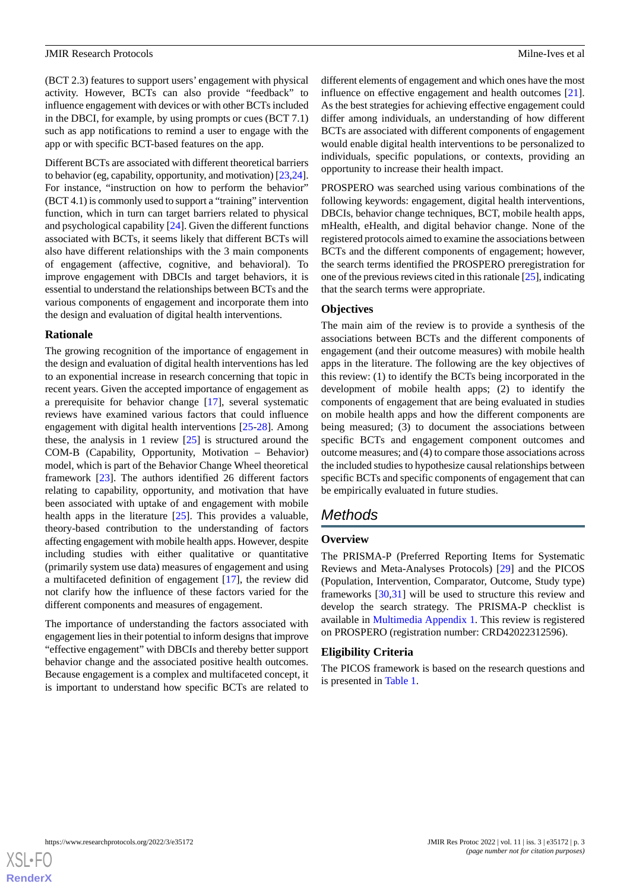(BCT 2.3) features to support users' engagement with physical activity. However, BCTs can also provide "feedback" to influence engagement with devices or with other BCTs included in the DBCI, for example, by using prompts or cues (BCT 7.1) such as app notifications to remind a user to engage with the app or with specific BCT-based features on the app.

Different BCTs are associated with different theoretical barriers to behavior (eg, capability, opportunity, and motivation) [23,24]. For instance, "instruction on how to perform the behavior" (BCT 4.1) is commonly used to support a "training" intervention function, which in turn can target barriers related to physical and psychological capability [24]. Given the different functions associated with BCTs, it seems likely that different BCTs will also have different relationships with the 3 main components of engagement (affective, cognitive, and behavioral). To improve engagement with DBCIs and target behaviors, it is essential to understand the relationships between BCTs and the various components of engagement and incorporate them into the design and evaluation of digital health interventions.

### Rationale

The growing recognition of the importance of engagement in the design and evaluation of digital health interventions has led to an exponential increase in research concerning that topic in recent years. Given the accepted importance of engagement as a prerequisite for behavior change [17], several systematic reviews have examined various factors that could influence engagement with digital health interventions [25-28]. Among these, the analysis in 1 review [25] is structured around the COM-B (Capability, Opportunity, Motivation – Behavior) model, which is part of the Behavior Change Wheel theoretical framework [23]. The authors identified 26 different factors relating to capability, opportunity, and motivation that have been associated with uptake of and engagement with mobile health apps in the literature [25]. This provides a valuable, theory-based contribution to the understanding of factors affecting engagement with mobile health apps. However, despite including studies with either qualitative or quantitative (primarily system use data) measures of engagement and using a multifaceted definition of engagement [17], the review did not clarify how the influence of these factors varied for the different components and measures of engagement.

The importance of understanding the factors associated with engagement lies in their potential to inform designs that improve "effective engagement" with DBCIs and thereby better support behavior change and the associated positive health outcomes. Because engagement is a complex and multifaceted concept, it is important to understand how specific BCTs are related to different elements of engagement and which ones have the most influence on effective engagement and health outcomes [21]. As the best strategies for achieving effective engagement could differ among individuals, an understanding of how different BCTs are associated with different components of engagement would enable digital health interventions to be personalized to individuals, specific populations, or contexts, providing an opportunity to increase their health impact.

PROSPERO was searched using various combinations of the following keywords: engagement, digital health interventions, DBCIs, behavior change techniques, BCT, mobile health apps, mHealth, eHealth, and digital behavior change. None of the registered protocols aimed to examine the associations between BCTs and the different components of engagement; however, the search terms identified the PROSPERO preregistration for one of the previous reviews cited in this rationale [25], indicating that the search terms were appropriate.

### Objectives

The main aim of the review is to provide a synthesis of the associations between BCTs and the different components of engagement (and their outcome measures) with mobile health apps in the literature. The following are the key objectives of this review: (1) to identify the BCTs being incorporated in the development of mobile health apps; (2) to identify the components of engagement that are being evaluated in studies on mobile health apps and how the different components are being measured; (3) to document the associations between specific BCTs and engagement component outcomes and outcome measures; and (4) to compare those associations across the included studies to hypothesize causal relationships between specific BCTs and specific components of engagement that can be empirically evaluated in future studies.

## Methods

### Overview

The PRISMA-P (Preferred Reporting Items for Systematic Reviews and Meta-Analyses Protocols) [29] and the PICOS (Population, Intervention, Comparator, Outcome, Study type) frameworks [30,31] will be used to structure this review and develop the search strategy. The PRISMA-P checklist is available in Multimedia Appendix 1. This review is registered on PROSPERO (registration number: CRD42022312596).

### Eligibility Criteria

The PICOS framework is based on the research questions and is presented in Table 1.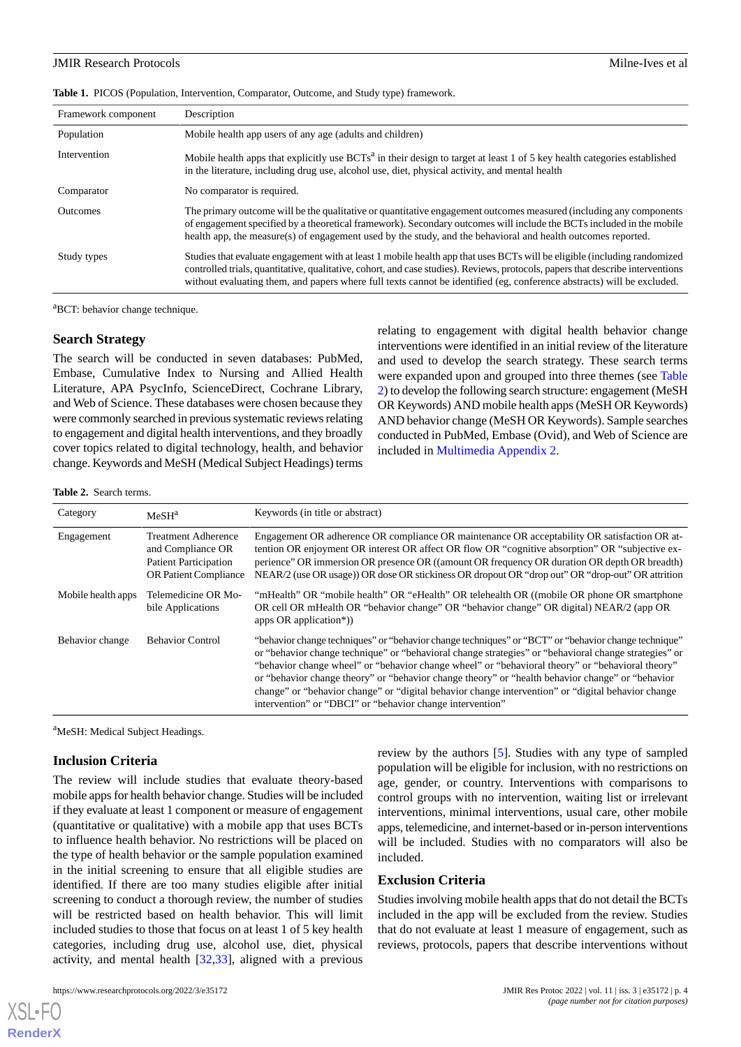**Table 1.** PICOS (Population, Intervention, Comparator, Outcome, and Study type) framework.

| Framework component | Description |
|---|---|
| Population | Mobile health app users of any age (adults and children) |
| Intervention | Mobile health apps that explicitly use BCTs[a] in their design to target at least 1 of 5 key health categories established in the literature, including drug use, alcohol use, diet, physical activity, and mental health |
| Comparator | No comparator is required. |
| Outcomes | The primary outcome will be the qualitative or quantitative engagement outcomes measured (including any components of engagement specified by a theoretical framework). Secondary outcomes will include the BCTs included in the mobile health app, the measure(s) of engagement used by the study, and the behavioral and health outcomes reported. |
| Study types | Studies that evaluate engagement with at least 1 mobile health app that uses BCTs will be eligible (including randomized controlled trials, quantitative, qualitative, cohort, and case studies). Reviews, protocols, papers that describe interventions without evaluating them, and papers where full texts cannot be identified (eg, conference abstracts) will be excluded. |

[a]BCT: behavior change technique.

### Search Strategy

The search will be conducted in seven databases: PubMed, Embase, Cumulative Index to Nursing and Allied Health Literature, APA PsycInfo, ScienceDirect, Cochrane Library, and Web of Science. These databases were chosen because they were commonly searched in previous systematic reviews relating to engagement and digital health interventions, and they broadly cover topics related to digital technology, health, and behavior change. Keywords and MeSH (Medical Subject Headings) terms relating to engagement with digital health behavior change interventions were identified in an initial review of the literature and used to develop the search strategy. These search terms were expanded upon and grouped into three themes (see Table 2) to develop the following search structure: engagement (MeSH OR Keywords) AND mobile health apps (MeSH OR Keywords) AND behavior change (MeSH OR Keywords). Sample searches conducted in PubMed, Embase (Ovid), and Web of Science are included in Multimedia Appendix 2.

**Table 2.** Search terms.

| Category | MeSH[a] | Keywords (in title or abstract) |
|---|---|---|
| Engagement | Treatment Adherence and Compliance OR Patient Participation OR Patient Compliance | Engagement OR adherence OR compliance OR maintenance OR acceptability OR satisfaction OR attention OR enjoyment OR interest OR affect OR flow OR "cognitive absorption" OR "subjective experience" OR immersion OR presence OR ((amount OR frequency OR duration OR depth OR breadth) NEAR/2 (use OR usage)) OR dose OR stickiness OR dropout OR "drop out" OR "drop-out" OR attrition |
| Mobile health apps | Telemedicine OR Mobile Applications | "mHealth" OR "mobile health" OR "eHealth" OR telehealth OR ((mobile OR phone OR smartphone OR cell OR mHealth OR "behavior change" OR "behavior change" OR digital) NEAR/2 (app OR apps OR application*)) |
| Behavior change | Behavior Control | "behavior change techniques" or "behavior change techniques" or "BCT" or "behavior change technique" or "behavior change technique" or "behavioral change strategies" or "behavioral change strategies" or "behavior change wheel" or "behavior change wheel" or "behavioral theory" or "behavioral theory" or "behavior change theory" or "behavior change theory" or "health behavior change" or "behavior change" or "behavior change" or "digital behavior change intervention" or "digital behavior change intervention" or "DBCI" or "behavior change intervention" |

[a]MeSH: Medical Subject Headings.

### Inclusion Criteria

The review will include studies that evaluate theory-based mobile apps for health behavior change. Studies will be included if they evaluate at least 1 component or measure of engagement (quantitative or qualitative) with a mobile app that uses BCTs to influence health behavior. No restrictions will be placed on the type of health behavior or the sample population examined in the initial screening to ensure that all eligible studies are identified. If there are too many studies eligible after initial screening to conduct a thorough review, the number of studies will be restricted based on health behavior. This will limit included studies to those that focus on at least 1 of 5 key health categories, including drug use, alcohol use, diet, physical activity, and mental health [32,33], aligned with a previous review by the authors [5]. Studies with any type of sampled population will be eligible for inclusion, with no restrictions on age, gender, or country. Interventions with comparisons to control groups with no intervention, waiting list or irrelevant interventions, minimal interventions, usual care, other mobile apps, telemedicine, and internet-based or in-person interventions will be included. Studies with no comparators will also be included.

### Exclusion Criteria

Studies involving mobile health apps that do not detail the BCTs included in the app will be excluded from the review. Studies that do not evaluate at least 1 measure of engagement, such as reviews, protocols, papers that describe interventions without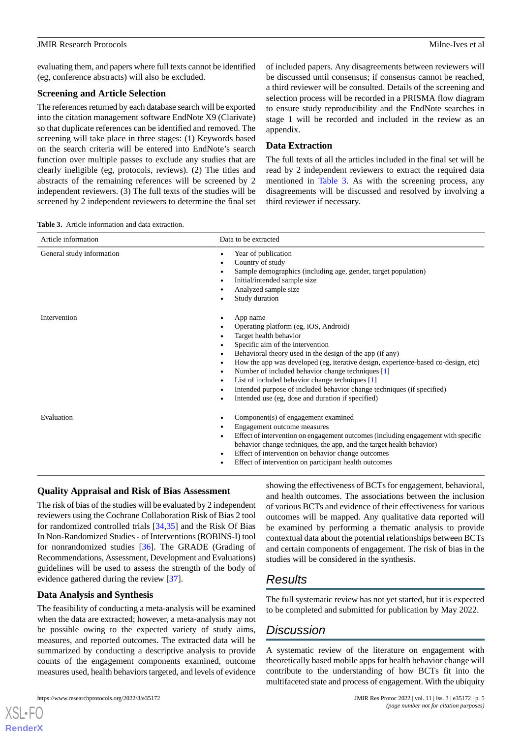evaluating them, and papers where full texts cannot be identified (eg, conference abstracts) will also be excluded.

### Screening and Article Selection

The references returned by each database search will be exported into the citation management software EndNote X9 (Clarivate) so that duplicate references can be identified and removed. The screening will take place in three stages: (1) Keywords based on the search criteria will be entered into EndNote's search function over multiple passes to exclude any studies that are clearly ineligible (eg, protocols, reviews). (2) The titles and abstracts of the remaining references will be screened by 2 independent reviewers. (3) The full texts of the studies will be screened by 2 independent reviewers to determine the final set of included papers. Any disagreements between reviewers will be discussed until consensus; if consensus cannot be reached, a third reviewer will be consulted. Details of the screening and selection process will be recorded in a PRISMA flow diagram to ensure study reproducibility and the EndNote searches in stage 1 will be recorded and included in the review as an appendix.

### Data Extraction

The full texts of all the articles included in the final set will be read by 2 independent reviewers to extract the required data mentioned in Table 3. As with the screening process, any disagreements will be discussed and resolved by involving a third reviewer if necessary.

**Table 3.** Article information and data extraction.

| Article information | Data to be extracted |
|---|---|
| General study information | • Year of publication<br>• Country of study<br>• Sample demographics (including age, gender, target population)<br>• Initial/intended sample size<br>• Analyzed sample size<br>• Study duration |
| Intervention | • App name<br>• Operating platform (eg, iOS, Android)<br>• Target health behavior<br>• Specific aim of the intervention<br>• Behavioral theory used in the design of the app (if any)<br>• How the app was developed (eg, iterative design, experience-based co-design, etc)<br>• Number of included behavior change techniques [1]<br>• List of included behavior change techniques [1]<br>• Intended purpose of included behavior change techniques (if specified)<br>• Intended use (eg, dose and duration if specified) |
| Evaluation | • Component(s) of engagement examined<br>• Engagement outcome measures<br>• Effect of intervention on engagement outcomes (including engagement with specific behavior change techniques, the app, and the target health behavior)<br>• Effect of intervention on behavior change outcomes<br>• Effect of intervention on participant health outcomes |

### Quality Appraisal and Risk of Bias Assessment

The risk of bias of the studies will be evaluated by 2 independent reviewers using the Cochrane Collaboration Risk of Bias 2 tool for randomized controlled trials [34,35] and the Risk Of Bias In Non-Randomized Studies - of Interventions (ROBINS-I) tool for nonrandomized studies [36]. The GRADE (Grading of Recommendations, Assessment, Development and Evaluations) guidelines will be used to assess the strength of the body of evidence gathered during the review [37].

### Data Analysis and Synthesis

The feasibility of conducting a meta-analysis will be examined when the data are extracted; however, a meta-analysis may not be possible owing to the expected variety of study aims, measures, and reported outcomes. The extracted data will be summarized by conducting a descriptive analysis to provide counts of the engagement components examined, outcome measures used, health behaviors targeted, and levels of evidence showing the effectiveness of BCTs for engagement, behavioral, and health outcomes. The associations between the inclusion of various BCTs and evidence of their effectiveness for various outcomes will be mapped. Any qualitative data reported will be examined by performing a thematic analysis to provide contextual data about the potential relationships between BCTs and certain components of engagement. The risk of bias in the studies will be considered in the synthesis.

## Results

The full systematic review has not yet started, but it is expected to be completed and submitted for publication by May 2022.

## Discussion

A systematic review of the literature on engagement with theoretically based mobile apps for health behavior change will contribute to the understanding of how BCTs fit into the multifaceted state and process of engagement. With the ubiquity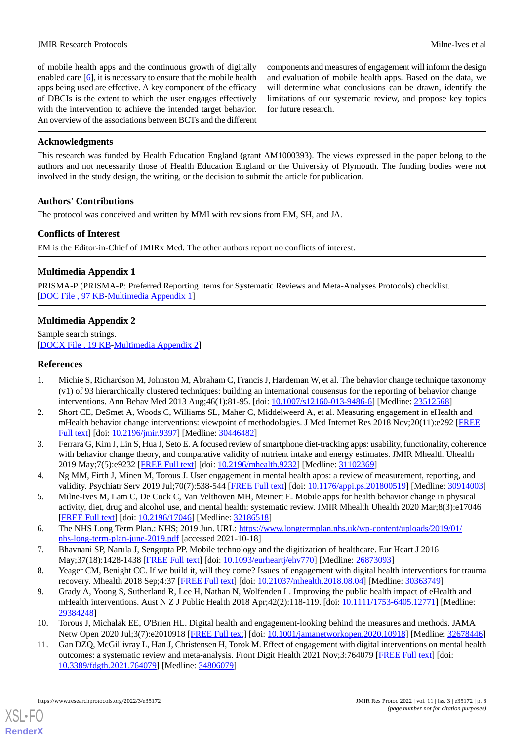of mobile health apps and the continuous growth of digitally enabled care [6], it is necessary to ensure that the mobile health apps being used are effective. A key component of the efficacy of DBCIs is the extent to which the user engages effectively with the intervention to achieve the intended target behavior. An overview of the associations between BCTs and the different components and measures of engagement will inform the design and evaluation of mobile health apps. Based on the data, we will determine what conclusions can be drawn, identify the limitations of our systematic review, and propose key topics for future research.

## Acknowledgments

This research was funded by Health Education England (grant AM1000393). The views expressed in the paper belong to the authors and not necessarily those of Health Education England or the University of Plymouth. The funding bodies were not involved in the study design, the writing, or the decision to submit the article for publication.

## Authors' Contributions

The protocol was conceived and written by MMI with revisions from EM, SH, and JA.

## Conflicts of Interest

EM is the Editor-in-Chief of JMIRx Med. The other authors report no conflicts of interest.

## Multimedia Appendix 1

PRISMA-P (PRISMA-P: Preferred Reporting Items for Systematic Reviews and Meta-Analyses Protocols) checklist.
[DOC File , 97 KB-Multimedia Appendix 1]

## Multimedia Appendix 2

Sample search strings.
[DOCX File , 19 KB-Multimedia Appendix 2]

## References

1. Michie S, Richardson M, Johnston M, Abraham C, Francis J, Hardeman W, et al. The behavior change technique taxonomy (v1) of 93 hierarchically clustered techniques: building an international consensus for the reporting of behavior change interventions. Ann Behav Med 2013 Aug;46(1):81-95. [doi: 10.1007/s12160-013-9486-6] [Medline: 23512568]
2. Short CE, DeSmet A, Woods C, Williams SL, Maher C, Middelweerd A, et al. Measuring engagement in eHealth and mHealth behavior change interventions: viewpoint of methodologies. J Med Internet Res 2018 Nov;20(11):e292 [FREE Full text] [doi: 10.2196/jmir.9397] [Medline: 30446482]
3. Ferrara G, Kim J, Lin S, Hua J, Seto E. A focused review of smartphone diet-tracking apps: usability, functionality, coherence with behavior change theory, and comparative validity of nutrient intake and energy estimates. JMIR Mhealth Uhealth 2019 May;7(5):e9232 [FREE Full text] [doi: 10.2196/mhealth.9232] [Medline: 31102369]
4. Ng MM, Firth J, Minen M, Torous J. User engagement in mental health apps: a review of measurement, reporting, and validity. Psychiatr Serv 2019 Jul;70(7):538-544 [FREE Full text] [doi: 10.1176/appi.ps.201800519] [Medline: 30914003]
5. Milne-Ives M, Lam C, De Cock C, Van Velthoven MH, Meinert E. Mobile apps for health behavior change in physical activity, diet, drug and alcohol use, and mental health: systematic review. JMIR Mhealth Uhealth 2020 Mar;8(3):e17046 [FREE Full text] [doi: 10.2196/17046] [Medline: 32186518]
6. The NHS Long Term Plan.: NHS; 2019 Jun. URL: https://www.longtermplan.nhs.uk/wp-content/uploads/2019/01/nhs-long-term-plan-june-2019.pdf [accessed 2021-10-18]
7. Bhavnani SP, Narula J, Sengupta PP. Mobile technology and the digitization of healthcare. Eur Heart J 2016 May;37(18):1428-1438 [FREE Full text] [doi: 10.1093/eurheartj/ehv770] [Medline: 26873093]
8. Yeager CM, Benight CC. If we build it, will they come? Issues of engagement with digital health interventions for trauma recovery. Mhealth 2018 Sep;4:37 [FREE Full text] [doi: 10.21037/mhealth.2018.08.04] [Medline: 30363749]
9. Grady A, Yoong S, Sutherland R, Lee H, Nathan N, Wolfenden L. Improving the public health impact of eHealth and mHealth interventions. Aust N Z J Public Health 2018 Apr;42(2):118-119. [doi: 10.1111/1753-6405.12771] [Medline: 29384248]
10. Torous J, Michalak EE, O'Brien HL. Digital health and engagement-looking behind the measures and methods. JAMA Netw Open 2020 Jul;3(7):e2010918 [FREE Full text] [doi: 10.1001/jamanetworkopen.2020.10918] [Medline: 32678446]
11. Gan DZQ, McGillivray L, Han J, Christensen H, Torok M. Effect of engagement with digital interventions on mental health outcomes: a systematic review and meta-analysis. Front Digit Health 2021 Nov;3:764079 [FREE Full text] [doi: 10.3389/fdgth.2021.764079] [Medline: 34806079]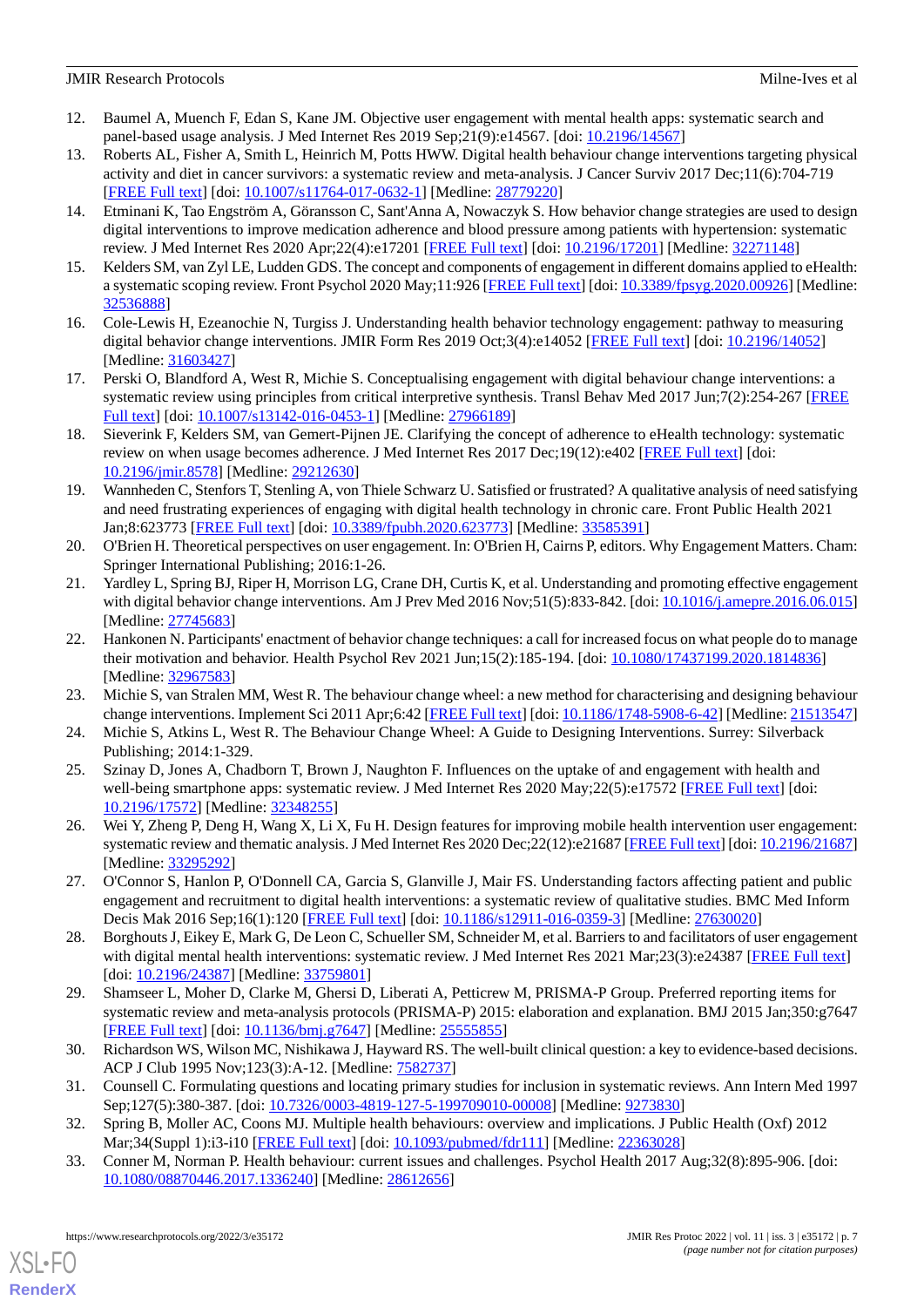12. Baumel A, Muench F, Edan S, Kane JM. Objective user engagement with mental health apps: systematic search and panel-based usage analysis. J Med Internet Res 2019 Sep;21(9):e14567. [doi: 10.2196/14567]
13. Roberts AL, Fisher A, Smith L, Heinrich M, Potts HWW. Digital health behaviour change interventions targeting physical activity and diet in cancer survivors: a systematic review and meta-analysis. J Cancer Surviv 2017 Dec;11(6):704-719 [FREE Full text] [doi: 10.1007/s11764-017-0632-1] [Medline: 28779220]
14. Etminani K, Tao Engström A, Göransson C, Sant'Anna A, Nowaczyk S. How behavior change strategies are used to design digital interventions to improve medication adherence and blood pressure among patients with hypertension: systematic review. J Med Internet Res 2020 Apr;22(4):e17201 [FREE Full text] [doi: 10.2196/17201] [Medline: 32271148]
15. Kelders SM, van Zyl LE, Ludden GDS. The concept and components of engagement in different domains applied to eHealth: a systematic scoping review. Front Psychol 2020 May;11:926 [FREE Full text] [doi: 10.3389/fpsyg.2020.00926] [Medline: 32536888]
16. Cole-Lewis H, Ezeanochie N, Turgiss J. Understanding health behavior technology engagement: pathway to measuring digital behavior change interventions. JMIR Form Res 2019 Oct;3(4):e14052 [FREE Full text] [doi: 10.2196/14052] [Medline: 31603427]
17. Perski O, Blandford A, West R, Michie S. Conceptualising engagement with digital behaviour change interventions: a systematic review using principles from critical interpretive synthesis. Transl Behav Med 2017 Jun;7(2):254-267 [FREE Full text] [doi: 10.1007/s13142-016-0453-1] [Medline: 27966189]
18. Sieverink F, Kelders SM, van Gemert-Pijnen JE. Clarifying the concept of adherence to eHealth technology: systematic review on when usage becomes adherence. J Med Internet Res 2017 Dec;19(12):e402 [FREE Full text] [doi: 10.2196/jmir.8578] [Medline: 29212630]
19. Wannheden C, Stenfors T, Stenling A, von Thiele Schwarz U. Satisfied or frustrated? A qualitative analysis of need satisfying and need frustrating experiences of engaging with digital health technology in chronic care. Front Public Health 2021 Jan;8:623773 [FREE Full text] [doi: 10.3389/fpubh.2020.623773] [Medline: 33585391]
20. O'Brien H. Theoretical perspectives on user engagement. In: O'Brien H, Cairns P, editors. Why Engagement Matters. Cham: Springer International Publishing; 2016:1-26.
21. Yardley L, Spring BJ, Riper H, Morrison LG, Crane DH, Curtis K, et al. Understanding and promoting effective engagement with digital behavior change interventions. Am J Prev Med 2016 Nov;51(5):833-842. [doi: 10.1016/j.amepre.2016.06.015] [Medline: 27745683]
22. Hankonen N. Participants' enactment of behavior change techniques: a call for increased focus on what people do to manage their motivation and behavior. Health Psychol Rev 2021 Jun;15(2):185-194. [doi: 10.1080/17437199.2020.1814836] [Medline: 32967583]
23. Michie S, van Stralen MM, West R. The behaviour change wheel: a new method for characterising and designing behaviour change interventions. Implement Sci 2011 Apr;6:42 [FREE Full text] [doi: 10.1186/1748-5908-6-42] [Medline: 21513547]
24. Michie S, Atkins L, West R. The Behaviour Change Wheel: A Guide to Designing Interventions. Surrey: Silverback Publishing; 2014:1-329.
25. Szinay D, Jones A, Chadborn T, Brown J, Naughton F. Influences on the uptake of and engagement with health and well-being smartphone apps: systematic review. J Med Internet Res 2020 May;22(5):e17572 [FREE Full text] [doi: 10.2196/17572] [Medline: 32348255]
26. Wei Y, Zheng P, Deng H, Wang X, Li X, Fu H. Design features for improving mobile health intervention user engagement: systematic review and thematic analysis. J Med Internet Res 2020 Dec;22(12):e21687 [FREE Full text] [doi: 10.2196/21687] [Medline: 33295292]
27. O'Connor S, Hanlon P, O'Donnell CA, Garcia S, Glanville J, Mair FS. Understanding factors affecting patient and public engagement and recruitment to digital health interventions: a systematic review of qualitative studies. BMC Med Inform Decis Mak 2016 Sep;16(1):120 [FREE Full text] [doi: 10.1186/s12911-016-0359-3] [Medline: 27630020]
28. Borghouts J, Eikey E, Mark G, De Leon C, Schueller SM, Schneider M, et al. Barriers to and facilitators of user engagement with digital mental health interventions: systematic review. J Med Internet Res 2021 Mar;23(3):e24387 [FREE Full text] [doi: 10.2196/24387] [Medline: 33759801]
29. Shamseer L, Moher D, Clarke M, Ghersi D, Liberati A, Petticrew M, PRISMA-P Group. Preferred reporting items for systematic review and meta-analysis protocols (PRISMA-P) 2015: elaboration and explanation. BMJ 2015 Jan;350:g7647 [FREE Full text] [doi: 10.1136/bmj.g7647] [Medline: 25555855]
30. Richardson WS, Wilson MC, Nishikawa J, Hayward RS. The well-built clinical question: a key to evidence-based decisions. ACP J Club 1995 Nov;123(3):A-12. [Medline: 7582737]
31. Counsell C. Formulating questions and locating primary studies for inclusion in systematic reviews. Ann Intern Med 1997 Sep;127(5):380-387. [doi: 10.7326/0003-4819-127-5-199709010-00008] [Medline: 9273830]
32. Spring B, Moller AC, Coons MJ. Multiple health behaviours: overview and implications. J Public Health (Oxf) 2012 Mar;34(Suppl 1):i3-i10 [FREE Full text] [doi: 10.1093/pubmed/fdr111] [Medline: 22363028]
33. Conner M, Norman P. Health behaviour: current issues and challenges. Psychol Health 2017 Aug;32(8):895-906. [doi: 10.1080/08870446.2017.1336240] [Medline: 28612656]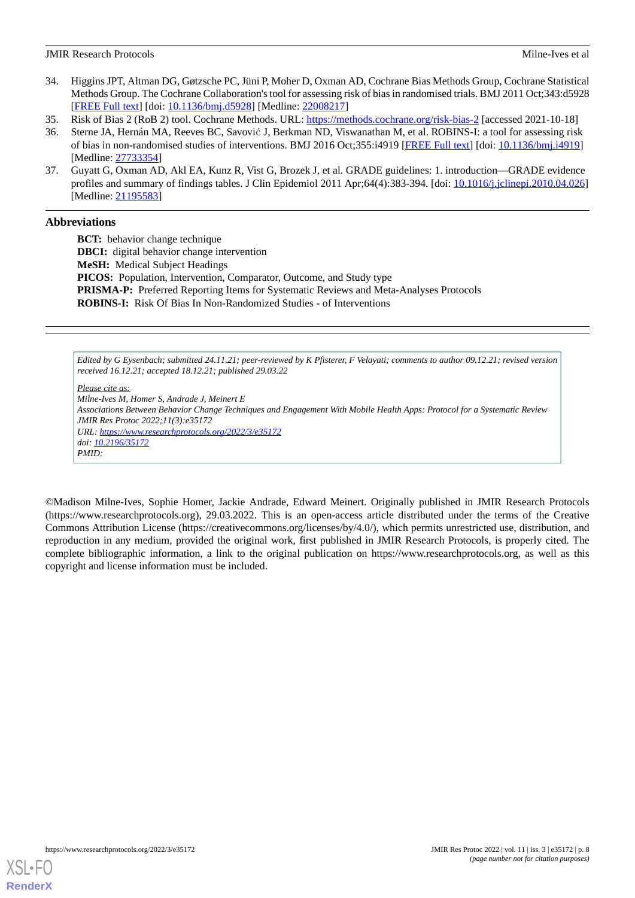34. Higgins JPT, Altman DG, Gøtzsche PC, Jüni P, Moher D, Oxman AD, Cochrane Bias Methods Group, Cochrane Statistical Methods Group. The Cochrane Collaboration's tool for assessing risk of bias in randomised trials. BMJ 2011 Oct;343:d5928 [FREE Full text] [doi: 10.1136/bmj.d5928] [Medline: 22008217]
35. Risk of Bias 2 (RoB 2) tool. Cochrane Methods. URL: https://methods.cochrane.org/risk-bias-2 [accessed 2021-10-18]
36. Sterne JA, Hernán MA, Reeves BC, Savović J, Berkman ND, Viswanathan M, et al. ROBINS-I: a tool for assessing risk of bias in non-randomised studies of interventions. BMJ 2016 Oct;355:i4919 [FREE Full text] [doi: 10.1136/bmj.i4919] [Medline: 27733354]
37. Guyatt G, Oxman AD, Akl EA, Kunz R, Vist G, Brozek J, et al. GRADE guidelines: 1. introduction—GRADE evidence profiles and summary of findings tables. J Clin Epidemiol 2011 Apr;64(4):383-394. [doi: 10.1016/j.jclinepi.2010.04.026] [Medline: 21195583]

## Abbreviations

**BCT:** behavior change technique
**DBCI:** digital behavior change intervention
**MeSH:** Medical Subject Headings
**PICOS:** Population, Intervention, Comparator, Outcome, and Study type
**PRISMA-P:** Preferred Reporting Items for Systematic Reviews and Meta-Analyses Protocols
**ROBINS-I:** Risk Of Bias In Non-Randomized Studies - of Interventions

*Edited by G Eysenbach; submitted 24.11.21; peer-reviewed by K Pfisterer, F Velayati; comments to author 09.12.21; revised version received 16.12.21; accepted 18.12.21; published 29.03.22*

*Please cite as:*
*Milne-Ives M, Homer S, Andrade J, Meinert E*
*Associations Between Behavior Change Techniques and Engagement With Mobile Health Apps: Protocol for a Systematic Review*
*JMIR Res Protoc 2022;11(3):e35172*
*URL: https://www.researchprotocols.org/2022/3/e35172*
*doi: 10.2196/35172*
*PMID:*

©Madison Milne-Ives, Sophie Homer, Jackie Andrade, Edward Meinert. Originally published in JMIR Research Protocols (https://www.researchprotocols.org), 29.03.2022. This is an open-access article distributed under the terms of the Creative Commons Attribution License (https://creativecommons.org/licenses/by/4.0/), which permits unrestricted use, distribution, and reproduction in any medium, provided the original work, first published in JMIR Research Protocols, is properly cited. The complete bibliographic information, a link to the original publication on https://www.researchprotocols.org, as well as this copyright and license information must be included.